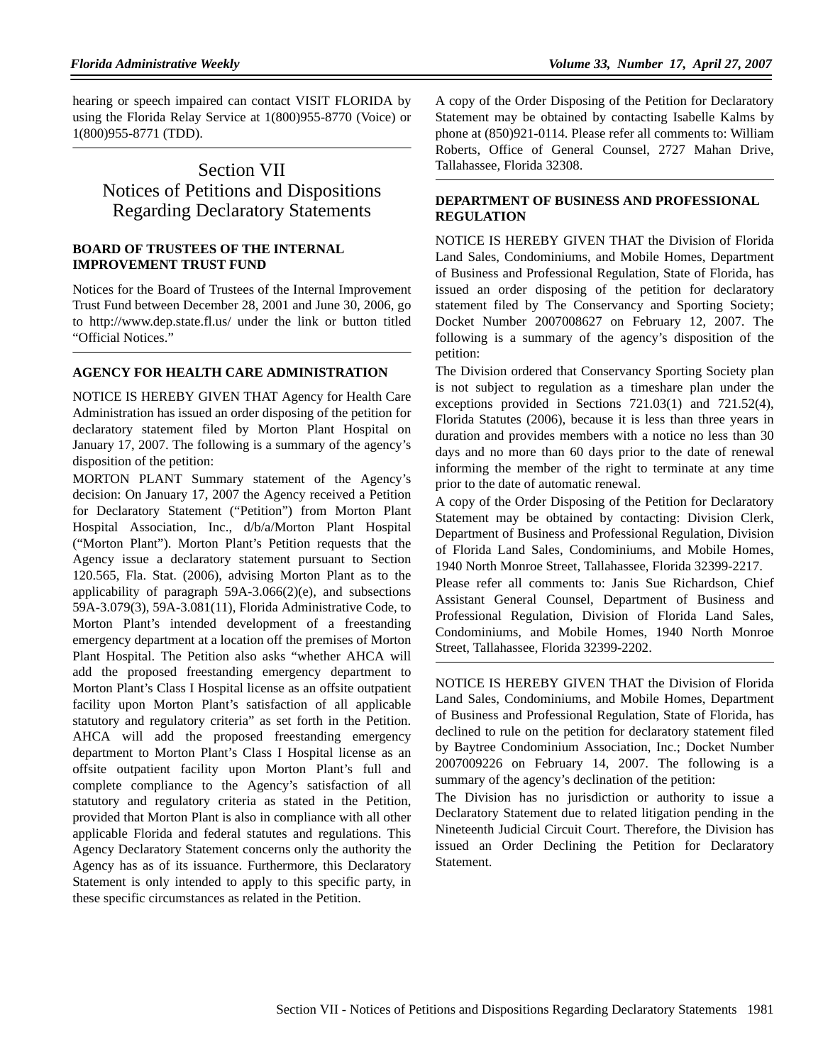hearing or speech impaired can contact VISIT FLORIDA by using the Florida Relay Service at 1(800)955-8770 (Voice) or 1(800)955-8771 (TDD).

# Section VII
# Notices of Petitions and Dispositions Regarding Declaratory Statements

### BOARD OF TRUSTEES OF THE INTERNAL IMPROVEMENT TRUST FUND

Notices for the Board of Trustees of the Internal Improvement Trust Fund between December 28, 2001 and June 30, 2006, go to http://www.dep.state.fl.us/ under the link or button titled "Official Notices."

### AGENCY FOR HEALTH CARE ADMINISTRATION

NOTICE IS HEREBY GIVEN THAT Agency for Health Care Administration has issued an order disposing of the petition for declaratory statement filed by Morton Plant Hospital on January 17, 2007. The following is a summary of the agency's disposition of the petition:

MORTON PLANT Summary statement of the Agency's decision: On January 17, 2007 the Agency received a Petition for Declaratory Statement ("Petition") from Morton Plant Hospital Association, Inc., d/b/a/Morton Plant Hospital ("Morton Plant"). Morton Plant's Petition requests that the Agency issue a declaratory statement pursuant to Section 120.565, Fla. Stat. (2006), advising Morton Plant as to the applicability of paragraph 59A-3.066(2)(e), and subsections 59A-3.079(3), 59A-3.081(11), Florida Administrative Code, to Morton Plant's intended development of a freestanding emergency department at a location off the premises of Morton Plant Hospital. The Petition also asks "whether AHCA will add the proposed freestanding emergency department to Morton Plant's Class I Hospital license as an offsite outpatient facility upon Morton Plant's satisfaction of all applicable statutory and regulatory criteria" as set forth in the Petition. AHCA will add the proposed freestanding emergency department to Morton Plant's Class I Hospital license as an offsite outpatient facility upon Morton Plant's full and complete compliance to the Agency's satisfaction of all statutory and regulatory criteria as stated in the Petition, provided that Morton Plant is also in compliance with all other applicable Florida and federal statutes and regulations. This Agency Declaratory Statement concerns only the authority the Agency has as of its issuance. Furthermore, this Declaratory Statement is only intended to apply to this specific party, in these specific circumstances as related in the Petition.

A copy of the Order Disposing of the Petition for Declaratory Statement may be obtained by contacting Isabelle Kalms by phone at (850)921-0114. Please refer all comments to: William Roberts, Office of General Counsel, 2727 Mahan Drive, Tallahassee, Florida 32308.

### DEPARTMENT OF BUSINESS AND PROFESSIONAL REGULATION

NOTICE IS HEREBY GIVEN THAT the Division of Florida Land Sales, Condominiums, and Mobile Homes, Department of Business and Professional Regulation, State of Florida, has issued an order disposing of the petition for declaratory statement filed by The Conservancy and Sporting Society; Docket Number 2007008627 on February 12, 2007. The following is a summary of the agency's disposition of the petition:

The Division ordered that Conservancy Sporting Society plan is not subject to regulation as a timeshare plan under the exceptions provided in Sections 721.03(1) and 721.52(4), Florida Statutes (2006), because it is less than three years in duration and provides members with a notice no less than 30 days and no more than 60 days prior to the date of renewal informing the member of the right to terminate at any time prior to the date of automatic renewal.

A copy of the Order Disposing of the Petition for Declaratory Statement may be obtained by contacting: Division Clerk, Department of Business and Professional Regulation, Division of Florida Land Sales, Condominiums, and Mobile Homes, 1940 North Monroe Street, Tallahassee, Florida 32399-2217.

Please refer all comments to: Janis Sue Richardson, Chief Assistant General Counsel, Department of Business and Professional Regulation, Division of Florida Land Sales, Condominiums, and Mobile Homes, 1940 North Monroe Street, Tallahassee, Florida 32399-2202.

NOTICE IS HEREBY GIVEN THAT the Division of Florida Land Sales, Condominiums, and Mobile Homes, Department of Business and Professional Regulation, State of Florida, has declined to rule on the petition for declaratory statement filed by Baytree Condominium Association, Inc.; Docket Number 2007009226 on February 14, 2007. The following is a summary of the agency's declination of the petition:

The Division has no jurisdiction or authority to issue a Declaratory Statement due to related litigation pending in the Nineteenth Judicial Circuit Court. Therefore, the Division has issued an Order Declining the Petition for Declaratory Statement.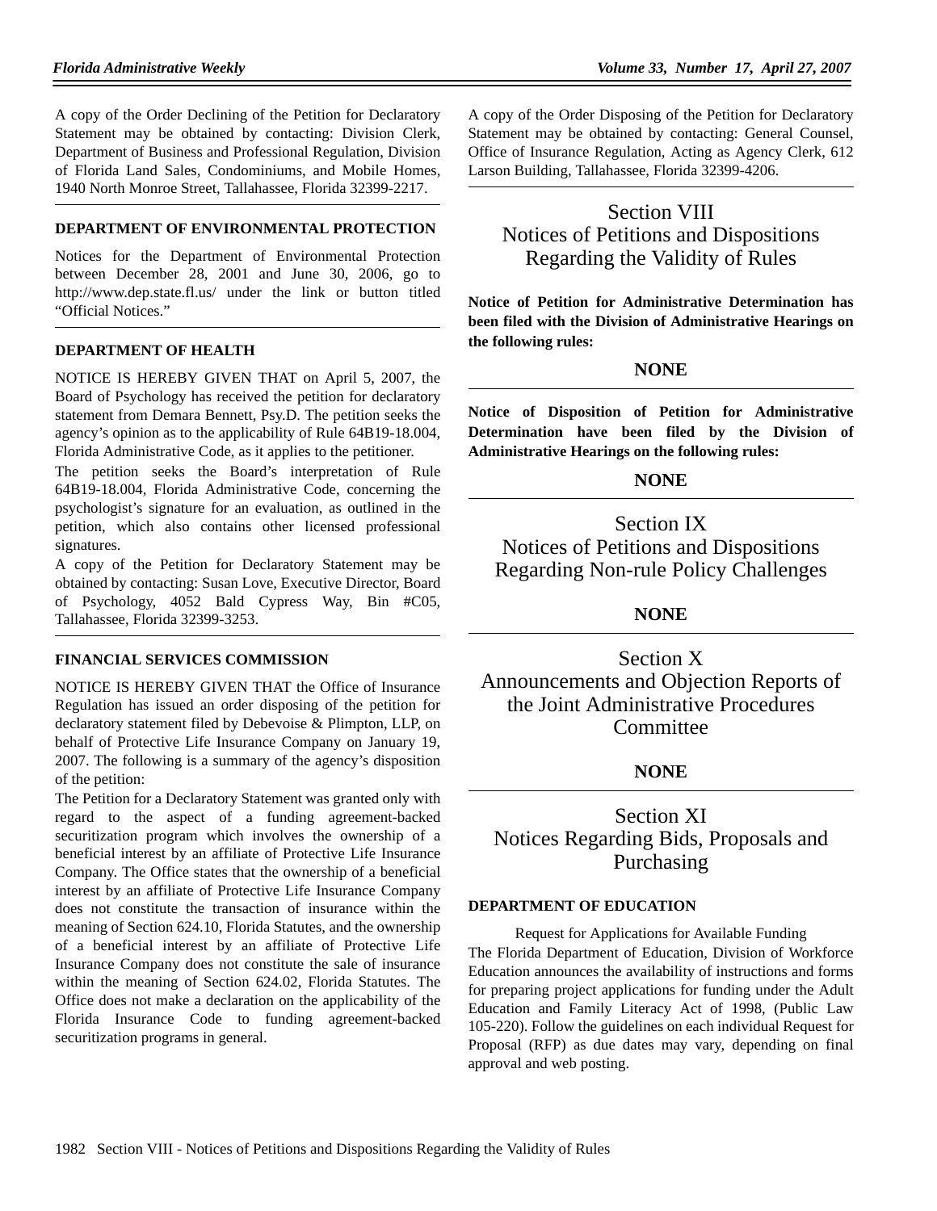A copy of the Order Declining of the Petition for Declaratory Statement may be obtained by contacting: Division Clerk, Department of Business and Professional Regulation, Division of Florida Land Sales, Condominiums, and Mobile Homes, 1940 North Monroe Street, Tallahassee, Florida 32399-2217.

### DEPARTMENT OF ENVIRONMENTAL PROTECTION

Notices for the Department of Environmental Protection between December 28, 2001 and June 30, 2006, go to http://www.dep.state.fl.us/ under the link or button titled "Official Notices."

### DEPARTMENT OF HEALTH

NOTICE IS HEREBY GIVEN THAT on April 5, 2007, the Board of Psychology has received the petition for declaratory statement from Demara Bennett, Psy.D. The petition seeks the agency's opinion as to the applicability of Rule 64B19-18.004, Florida Administrative Code, as it applies to the petitioner.

The petition seeks the Board's interpretation of Rule 64B19-18.004, Florida Administrative Code, concerning the psychologist's signature for an evaluation, as outlined in the petition, which also contains other licensed professional signatures.

A copy of the Petition for Declaratory Statement may be obtained by contacting: Susan Love, Executive Director, Board of Psychology, 4052 Bald Cypress Way, Bin #C05, Tallahassee, Florida 32399-3253.

### FINANCIAL SERVICES COMMISSION

NOTICE IS HEREBY GIVEN THAT the Office of Insurance Regulation has issued an order disposing of the petition for declaratory statement filed by Debevoise & Plimpton, LLP, on behalf of Protective Life Insurance Company on January 19, 2007. The following is a summary of the agency's disposition of the petition:

The Petition for a Declaratory Statement was granted only with regard to the aspect of a funding agreement-backed securitization program which involves the ownership of a beneficial interest by an affiliate of Protective Life Insurance Company. The Office states that the ownership of a beneficial interest by an affiliate of Protective Life Insurance Company does not constitute the transaction of insurance within the meaning of Section 624.10, Florida Statutes, and the ownership of a beneficial interest by an affiliate of Protective Life Insurance Company does not constitute the sale of insurance within the meaning of Section 624.02, Florida Statutes. The Office does not make a declaration on the applicability of the Florida Insurance Code to funding agreement-backed securitization programs in general.

A copy of the Order Disposing of the Petition for Declaratory Statement may be obtained by contacting: General Counsel, Office of Insurance Regulation, Acting as Agency Clerk, 612 Larson Building, Tallahassee, Florida 32399-4206.

# Section VIII
# Notices of Petitions and Dispositions Regarding the Validity of Rules

**Notice of Petition for Administrative Determination has been filed with the Division of Administrative Hearings on the following rules:**

**NONE**

**Notice of Disposition of Petition for Administrative Determination have been filed by the Division of Administrative Hearings on the following rules:**

**NONE**

# Section IX
# Notices of Petitions and Dispositions Regarding Non-rule Policy Challenges

**NONE**

# Section X
# Announcements and Objection Reports of the Joint Administrative Procedures Committee

**NONE**

# Section XI
# Notices Regarding Bids, Proposals and Purchasing

### DEPARTMENT OF EDUCATION

Request for Applications for Available Funding

The Florida Department of Education, Division of Workforce Education announces the availability of instructions and forms for preparing project applications for funding under the Adult Education and Family Literacy Act of 1998, (Public Law 105-220). Follow the guidelines on each individual Request for Proposal (RFP) as due dates may vary, depending on final approval and web posting.